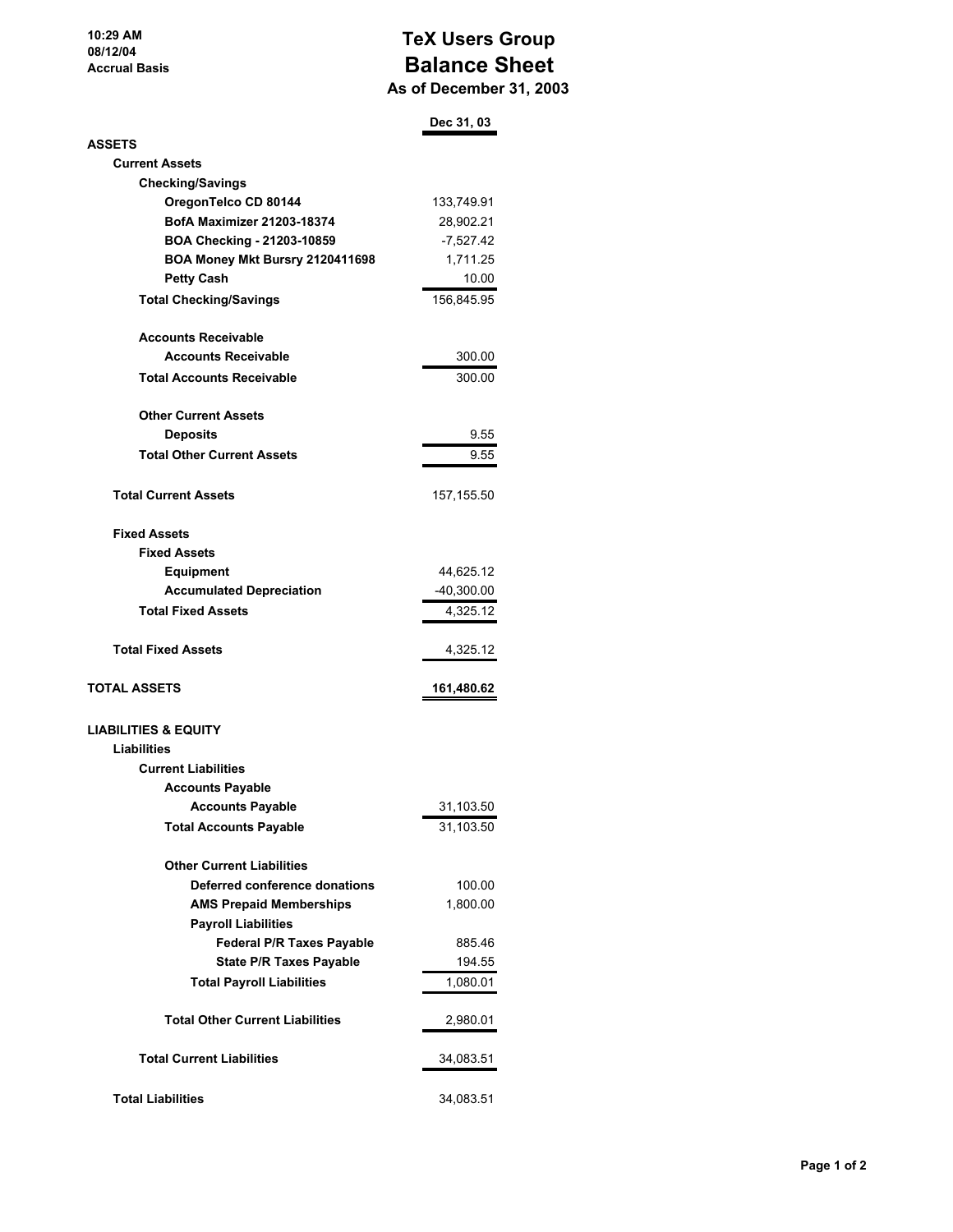10:29 AM
08/12/04
Accrual Basis

# TeX Users Group
# Balance Sheet
### As of December 31, 2003

| | Dec 31, 03 |
|---|---|
| **ASSETS** | |
| **Current Assets** | |
| **Checking/Savings** | |
| **OregonTelco CD 80144** | 133,749.91 |
| **BofA Maximizer 21203-18374** | 28,902.21 |
| **BOA Checking - 21203-10859** | -7,527.42 |
| **BOA Money Mkt Bursry 2120411698** | 1,711.25 |
| **Petty Cash** | 10.00 |
| **Total Checking/Savings** | 156,845.95 |
| **Accounts Receivable** | |
| **Accounts Receivable** | 300.00 |
| **Total Accounts Receivable** | 300.00 |
| **Other Current Assets** | |
| **Deposits** | 9.55 |
| **Total Other Current Assets** | 9.55 |
| **Total Current Assets** | 157,155.50 |
| **Fixed Assets** | |
| **Fixed Assets** | |
| **Equipment** | 44,625.12 |
| **Accumulated Depreciation** | -40,300.00 |
| **Total Fixed Assets** | 4,325.12 |
| **Total Fixed Assets** | 4,325.12 |
| **TOTAL ASSETS** | **161,480.62** |
| **LIABILITIES & EQUITY** | |
| **Liabilities** | |
| **Current Liabilities** | |
| **Accounts Payable** | |
| **Accounts Payable** | 31,103.50 |
| **Total Accounts Payable** | 31,103.50 |
| **Other Current Liabilities** | |
| **Deferred conference donations** | 100.00 |
| **AMS Prepaid Memberships** | 1,800.00 |
| **Payroll Liabilities** | |
| **Federal P/R Taxes Payable** | 885.46 |
| **State P/R Taxes Payable** | 194.55 |
| **Total Payroll Liabilities** | 1,080.01 |
| **Total Other Current Liabilities** | 2,980.01 |
| **Total Current Liabilities** | 34,083.51 |
| **Total Liabilities** | 34,083.51 |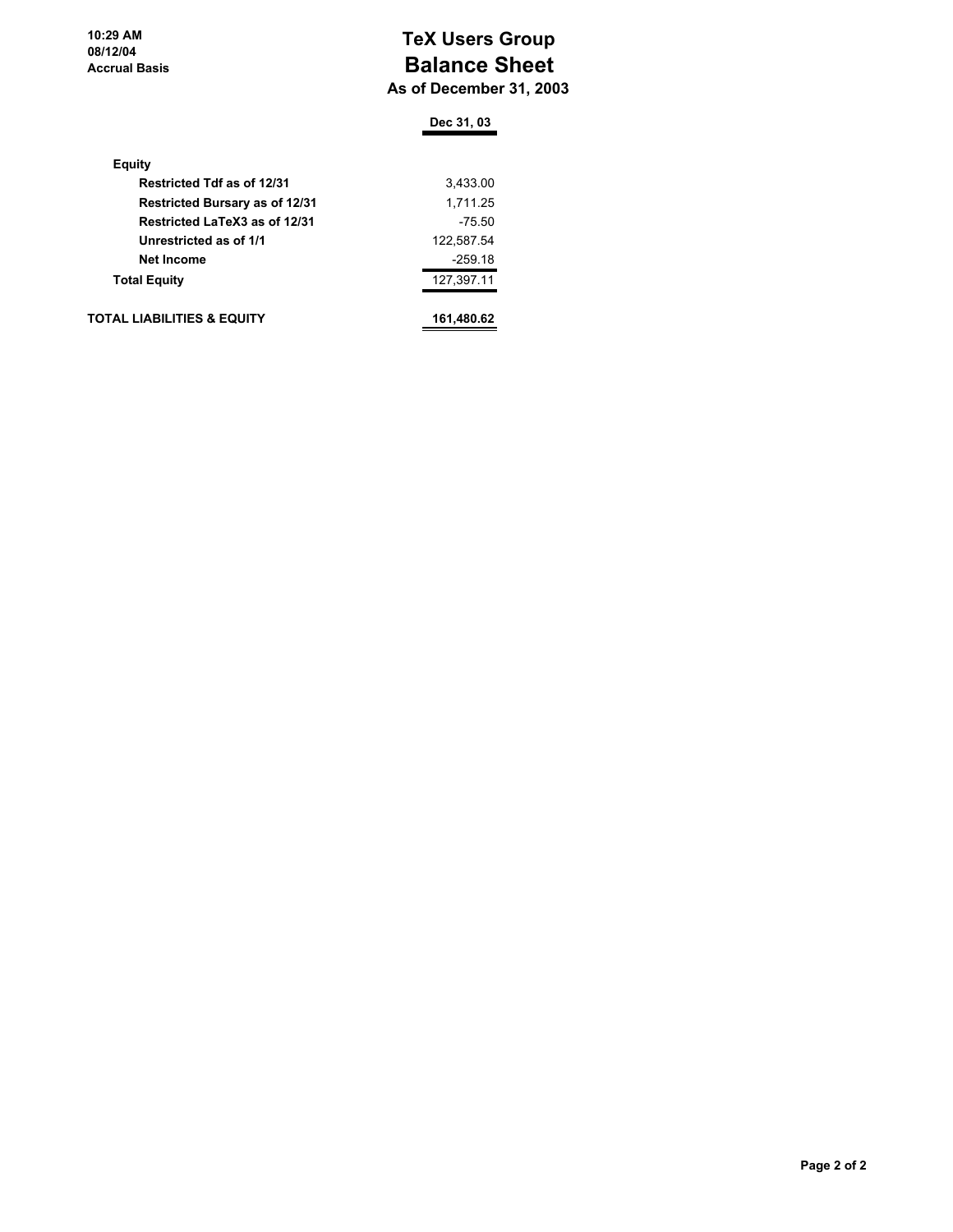# TeX Users Group

# Balance Sheet

## As of December 31, 2003

10:29 AM
08/12/04
Accrual Basis

| | Dec 31, 03 |
|---|---|
| **Equity** | |
| **Restricted Tdf as of 12/31** | 3,433.00 |
| **Restricted Bursary as of 12/31** | 1,711.25 |
| **Restricted LaTeX3 as of 12/31** | -75.50 |
| **Unrestricted as of 1/1** | 122,587.54 |
| **Net Income** | -259.18 |
| **Total Equity** | 127,397.11 |
| **TOTAL LIABILITIES & EQUITY** | **161,480.62** |